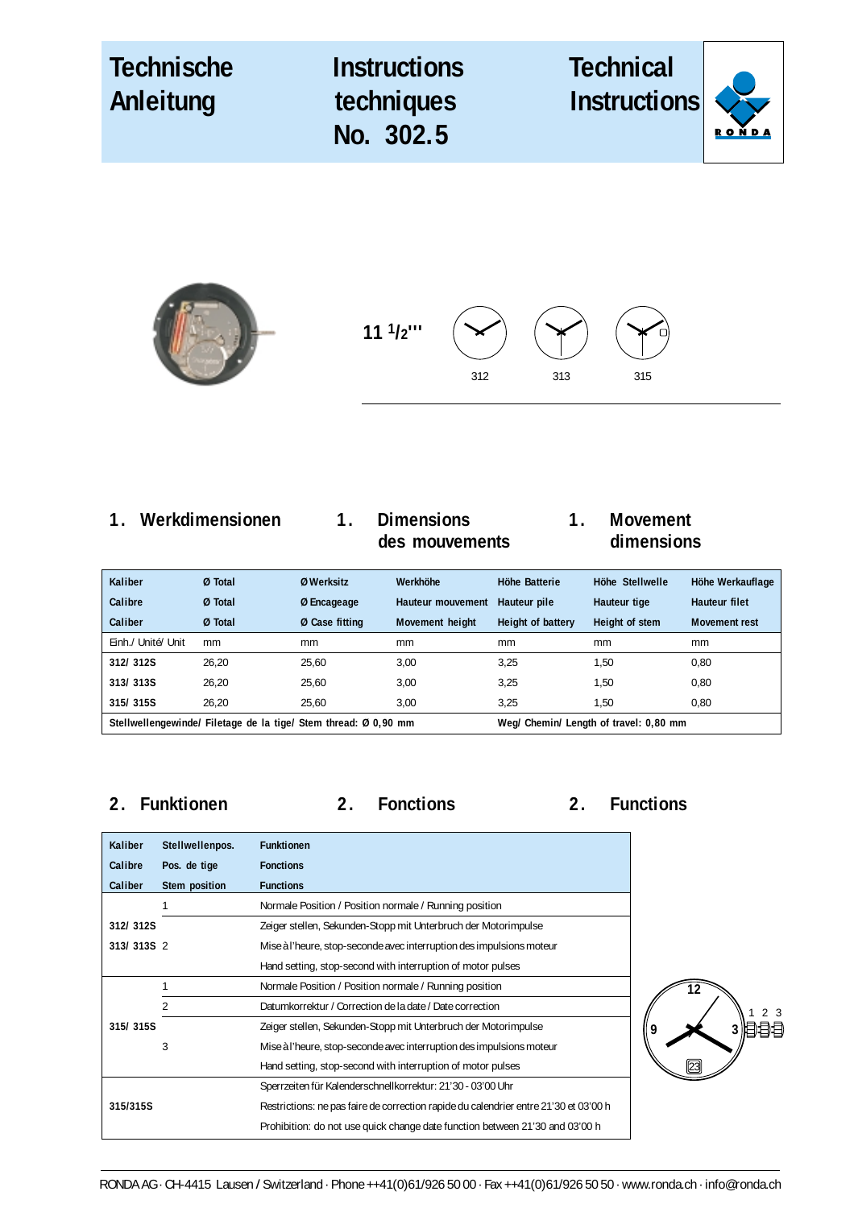# Technische Anleitung / Instructions techniques No. 302.5 / Technical Instructions

RONDA

11 $^{1}/_{2}$'''

312 313 315

## 1. Werkdimensionen / 1. Dimensions des mouvements / 1. Movement dimensions

| Kaliber / Calibre / Caliber | Ø Total / Ø Total / Ø Total | Ø Werksitz / Ø Encageage / Ø Case fitting | Werkhöhe / Hauteur mouvement / Movement height | Höhe Batterie / Hauteur pile / Height of battery | Höhe Stellwelle / Hauteur tige / Height of stem | Höhe Werkauflage / Hauteur filet / Movement rest |
|---|---|---|---|---|---|---|
| Einh./ Unité/ Unit | mm | mm | mm | mm | mm | mm |
| 312/ 312S | 26,20 | 25,60 | 3,00 | 3,25 | 1,50 | 0,80 |
| 313/ 313S | 26,20 | 25,60 | 3,00 | 3,25 | 1,50 | 0,80 |
| 315/ 315S | 26,20 | 25,60 | 3,00 | 3,25 | 1,50 | 0,80 |
| Stellwellengewinde/ Filetage de la tige/ Stem thread: Ø 0,90 mm | | | | Weg/ Chemin/ Length of travel: 0,80 mm | | |

## 2. Funktionen / 2. Fonctions / 2. Functions

| Kaliber / Calibre / Caliber | Stellwellenpos. / Pos. de tige / Stem position | Funktionen / Fonctions / Functions |
|---|---|---|
| 312/ 312S<br>313/ 313S | 1 | Normale Position / Position normale / Running position |
| | 2 | Zeiger stellen, Sekunden-Stopp mit Unterbruch der Motorimpulse<br>Mise à l'heure, stop-seconde avec interruption des impulsions moteur<br>Hand setting, stop-second with interruption of motor pulses |
| 315/ 315S | 1 | Normale Position / Position normale / Running position |
| | 2 | Datumkorrektur / Correction de la date / Date correction |
| | 3 | Zeiger stellen, Sekunden-Stopp mit Unterbruch der Motorimpulse<br>Mise à l'heure, stop-seconde avec interruption des impulsions moteur<br>Hand setting, stop-second with interruption of motor pulses |
| 315/315S | | Sperrzeiten für Kalenderschnellkorrektur: 21'30 - 03'00 Uhr<br>Restrictions: ne pas faire de correction rapide du calendrier entre 21'30 et 03'00 h<br>Prohibition: do not use quick change date function between 21'30 and 03'00 h |

RONDA AG · CH-4415 Lausen / Switzerland · Phone ++41(0)61/926 50 00 · Fax ++41(0)61/926 50 50 · www.ronda.ch · info@ronda.ch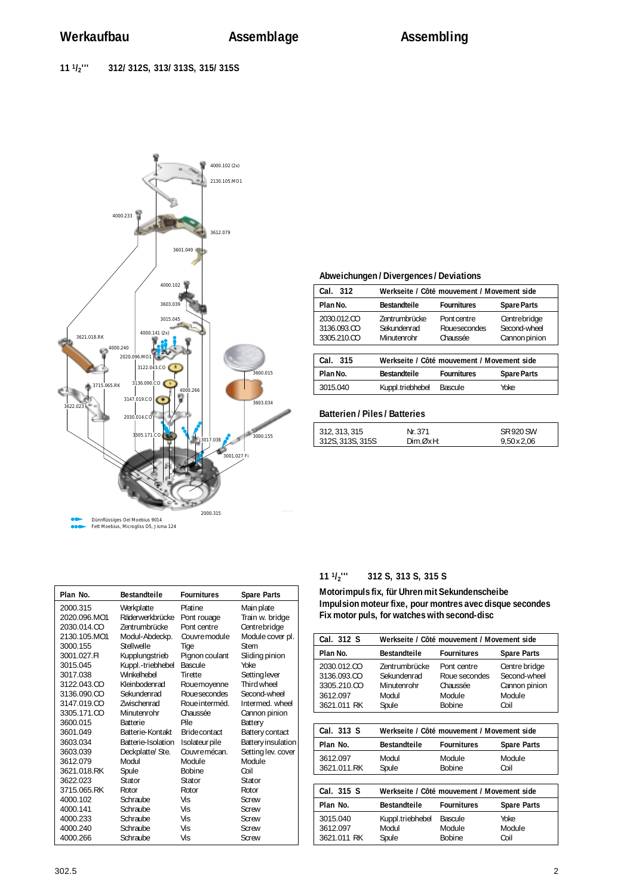# Werkaufbau — Assemblage — Assembling

**11 $1/_2$''' 312/ 312S, 313/ 313S, 315/ 315S**

4000.102 (2x)
2130.105.MO1
4000.233
3612.079
3601.049
4000.102
3603.039
3015.045
4000.141 (2x)
3621.018.RK
4000.240
2020.096.MO1
3122.043.CO
3600.015
3715.065.RK
3136.090.CO
4000.266
3622.023
3147.019.CO
3603.034
2030.014.CO
3305.171.CO
3017.038
3000.155
3001.027.Fi
2000.315

Dünnflüssiges Oel Moebius 9014
Fett Moebius, Microgliss D5, Jisma 124

## Abweichungen / Divergences / Deviations

| Cal. 312 | Werkseite / Côté mouvement / Movement side | | |
|---|---|---|---|
| **Plan No.** | **Bestandteile** | **Fournitures** | **Spare Parts** |
| 2030.012.CO | Zentrumbrücke | Pont centre | Centre bridge |
| 3136.093.CO | Sekundenrad | Roue secondes | Second-wheel |
| 3305.210.CO | Minutenrohr | Chaussée | Cannon pinion |

| Cal. 315 | Werkseite / Côté mouvement / Movement side | | |
|---|---|---|---|
| **Plan No.** | **Bestandteile** | **Fournitures** | **Spare Parts** |
| 3015.040 | Kuppl.triebhebel | Bascule | Yoke |

## Batterien / Piles / Batteries

| | | |
|---|---|---|
| 312, 313, 315 | Nr. 371 | SR 920 SW |
| 312S, 313S, 315S | Dim.ØxH: | 9,50 x 2,06 |

| Plan No. | Bestandteile | Fournitures | Spare Parts |
|---|---|---|---|
| 2000.315 | Werkplatte | Platine | Main plate |
| 2020.096.MO1 | Räderwerkbrücke | Pont rouage | Train w. bridge |
| 2030.014.CO | Zentrumbrücke | Pont centre | Centre bridge |
| 2130.105.MO1 | Modul-Abdeckp. | Couvre module | Module cover pl. |
| 3000.155 | Stellwelle | Tige | Stem |
| 3001.027.FI | Kupplungstrieb | Pignon coulant | Sliding pinion |
| 3015.045 | Kuppl.-triebhebel | Bascule | Yoke |
| 3017.038 | Winkelhebel | Tirette | Setting lever |
| 3122.043.CO | Kleinbodenrad | Roue moyenne | Third wheel |
| 3136.090.CO | Sekundenrad | Roue secondes | Second-wheel |
| 3147.019.CO | Zwischenrad | Roue interméd. | Intermed. wheel |
| 3305.171.CO | Minutenrohr | Chaussée | Cannon pinion |
| 3600.015 | Batterie | Pile | Battery |
| 3601.049 | Batterie-Kontakt | Bride contact | Battery contact |
| 3603.034 | Batterie-Isolation | Isolateur pile | Battery insulation |
| 3603.039 | Deckplatte/ Ste. | Couvre mécan. | Setting lev. cover |
| 3612.079 | Modul | Module | Module |
| 3621.018.RK | Spule | Bobine | Coil |
| 3622.023 | Stator | Stator | Stator |
| 3715.065.RK | Rotor | Rotor | Rotor |
| 4000.102 | Schraube | Vis | Screw |
| 4000.141 | Schraube | Vis | Screw |
| 4000.233 | Schraube | Vis | Screw |
| 4000.240 | Schraube | Vis | Screw |
| 4000.266 | Schraube | Vis | Screw |

**11 $1/_2$''' 312 S, 313 S, 315 S**

**Motorimpuls fix, für Uhren mit Sekundenscheibe**
**Impulsion moteur fixe, pour montres avec disque secondes**
**Fix motor puls, for watches with second-disc**

| Cal. 312 S | Werkseite / Côté mouvement / Movement side | | |
|---|---|---|---|
| **Plan No.** | **Bestandteile** | **Fournitures** | **Spare Parts** |
| 2030.012.CO | Zentrumbrücke | Pont centre | Centre bridge |
| 3136.093.CO | Sekundenrad | Roue secondes | Second-wheel |
| 3305.210.CO | Minutenrohr | Chaussée | Cannon pinion |
| 3612.097 | Modul | Module | Module |
| 3621.011 RK | Spule | Bobine | Coil |

| Cal. 313 S | Werkseite / Côté mouvement / Movement side | | |
|---|---|---|---|
| **Plan No.** | **Bestandteile** | **Fournitures** | **Spare Parts** |
| 3612.097 | Modul | Module | Module |
| 3621.011.RK | Spule | Bobine | Coil |

| Cal. 315 S | Werkseite / Côté mouvement / Movement side | | |
|---|---|---|---|
| **Plan No.** | **Bestandteile** | **Fournitures** | **Spare Parts** |
| 3015.040 | Kuppl.triebhebel | Bascule | Yoke |
| 3612.097 | Modul | Module | Module |
| 3621.011 RK | Spule | Bobine | Coil |

302.5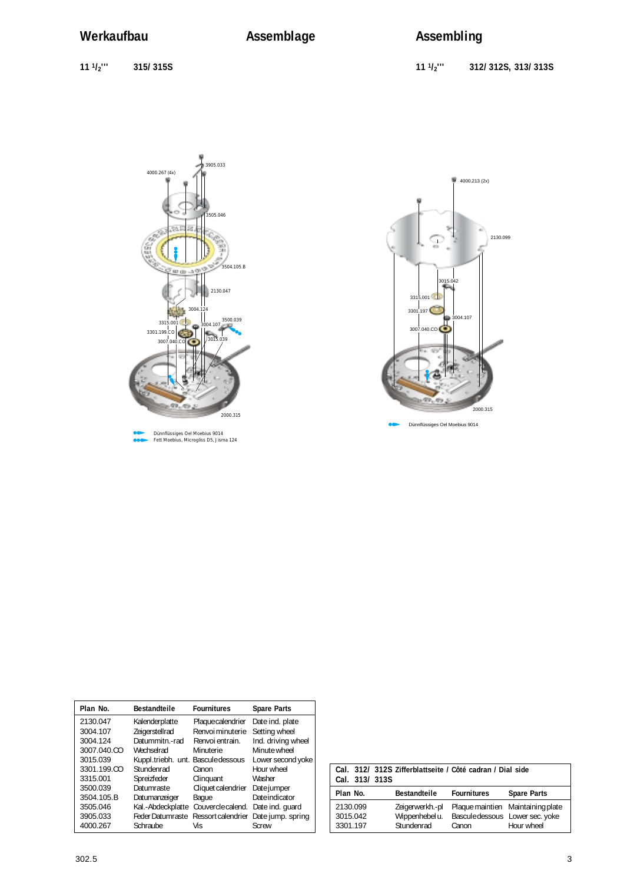# Werkaufbau — Assemblage — Assembling

**11 1/2''' 315/ 315S**

**11 1/2''' 312/ 312S, 313/ 313S**

4000.267 (4x)
3905.033
3505.046
3504.105.B
2130.047
3004.124
3315.001
3500.039
3004.107
3301.199.CO
3007.040.CO
3015.039
2000.315

Dünnflüssiges Oel Moebius 9014
Fett Moebius, Microgliss D5, Jisma 124

4000.213 (2x)
2130.099
3015.042
3315.001
3301.197
3004.107
3007.040.CO
2000.315

Dünnflüssiges Oel Moebius 9014

| Plan No. | Bestandteile | Fournitures | Spare Parts |
|---|---|---|---|
| 2130.047 | Kalenderplatte | Plaque calendrier | Date ind. plate |
| 3004.107 | Zeigerstellrad | Renvoi minuterie | Setting wheel |
| 3004.124 | Datummitn.-rad | Renvoi entrain. | Ind. driving wheel |
| 3007.040.CO | Wechselrad | Minuterie | Minute wheel |
| 3015.039 | Kuppl.triebh. unt. | Bascule dessous | Lower second yoke |
| 3301.199.CO | Stundenrad | Canon | Hour wheel |
| 3315.001 | Spreizfeder | Clinquant | Washer |
| 3500.039 | Datumraste | Cliquet calendrier | Date jumper |
| 3504.105.B | Datumanzeiger | Bague | Date indicator |
| 3505.046 | Kal.-Abdeckplatte | Couvercle calend. | Date ind. guard |
| 3905.033 | Feder Datumraste | Ressort calendrier | Date jump. spring |
| 4000.267 | Schraube | Vis | Screw |

**Cal. 312/ 312S Zifferblattseite / Côté cadran / Dial side**
**Cal. 313/ 313S**

| Plan No. | Bestandteile | Fournitures | Spare Parts |
|---|---|---|---|
| 2130.099 | Zeigerwerkh.-pl | Plaque maintien | Maintaining plate |
| 3015.042 | Wippenhebel u. | Bascule dessous | Lower sec. yoke |
| 3301.197 | Stundenrad | Canon | Hour wheel |

302.5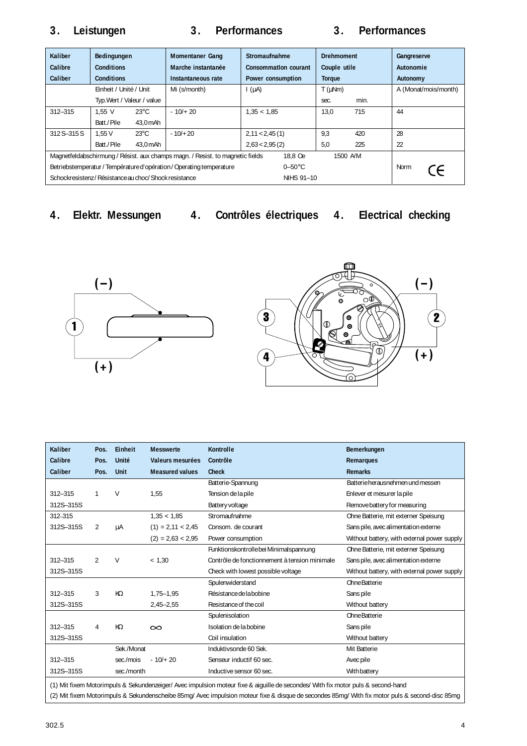## 3. Leistungen 3. Performances 3. Performances

| Kaliber<br>Calibre<br>Caliber | Bedingungen<br>Conditions<br>Conditions | | Momentaner Gang<br>Marche instantanée<br>Instantaneous rate | Stromaufnahme<br>Consommation courant<br>Power consumption | Drehmoment<br>Couple utile<br>Torque | | Gangreserve<br>Autonomie<br>Autonomy |
|---|---|---|---|---|---|---|---|
| | Einheit / Unité / Unit<br>Typ.Wert / Valeur / value | | Mi (s/month) | I (µA) | T (µNm)<br>sec. | <br>min. | A (Monat/mois/month) |
| 312–315 | 1,55 V<br>Batt./Pile | 23°C<br>43,0 mAh | - 10/+ 20 | 1,35 < 1,85 | 13,0 | 715 | 44 |
| 312 S–315 S | 1,55 V<br>Batt./Pile | 23°C<br>43,0 mAh | - 10/+ 20 | 2,11 < 2,45 (1)<br>2,63 < 2,95 (2) | 9,3<br>5,0 | 420<br>225 | 28<br>22 |

Magnetfeldabschirmung / Résist. aux champs magn. / Resist. to magnetic fields — 18,8 Oe — 1500 A/M
Betriebstemperatur / Température d'opération / Operating temperature — 0–50°C
Schockresistenz / Résistance au choc / Shock resistance — NIHS 91–10
Norm CE

## 4. Elektr. Messungen 4. Contrôles électriques 4. Electrical checking

| Kaliber<br>Calibre<br>Caliber | Pos.<br>Pos.<br>Pos. | Einheit<br>Unité<br>Unit | Messwerte<br>Valeurs mesurées<br>Measured values | Kontrolle<br>Contrôle<br>Check | Bemerkungen<br>Remarques<br>Remarks |
|---|---|---|---|---|---|
| 312–315<br>312S–315S | 1 | V | 1,55 | Batterie-Spannung<br>Tension de la pile<br>Battery voltage | Batterie herausnehmen und messen<br>Enlever et mesurer la pile<br>Remove battery for measuring |
| 312–315<br>312S–315S | 2 | µA | 1,35 < 1,85<br>(1) = 2,11 < 2,45<br>(2) = 2,63 < 2,95 | Stromaufnahme<br>Consom. de courant<br>Power consumption | Ohne Batterie, mit externer Speisung<br>Sans pile, avec alimentation externe<br>Without battery, with external power supply |
| 312–315<br>312S–315S | 2 | V | < 1,30 | Funktionskontrolle bei Minimalspannung<br>Contrôle de fonctionnement à tension minimale<br>Check with lowest possible voltage | Ohne Batterie, mit externer Speisung<br>Sans pile, avec alimentation externe<br>Without battery, with external power supply |
| 312–315<br>312S–315S | 3 | KΩ | 1,75–1,95<br>2,45–2,55 | Spulenwiderstand<br>Résistance de la bobine<br>Resistance of the coil | Ohne Batterie<br>Sans pile<br>Without battery |
| 312–315<br>312S–315S | 4 | KΩ | ∞ | Spulenisolation<br>Isolation de la bobine<br>Coil insulation | Ohne Batterie<br>Sans pile<br>Without battery |
| 312–315<br>312S–315S | | Sek./Monat<br>sec./mois<br>sec./month | - 10/+ 20 | Induktivsonde 60 Sek.<br>Senseur inductif 60 sec.<br>Inductive sensor 60 sec. | Mit Batterie<br>Avec pile<br>With battery |

(1) Mit fixem Motorimpuls & Sekundenzeiger/ Avec impulsion moteur fixe & aiguille de secondes/ With fix motor puls & second-hand
(2) Mit fixem Motorimpuls & Sekundenscheibe 85mg/ Avec impulsion moteur fixe & disque de secondes 85mg/ With fix motor puls & second-disc 85mg

302.5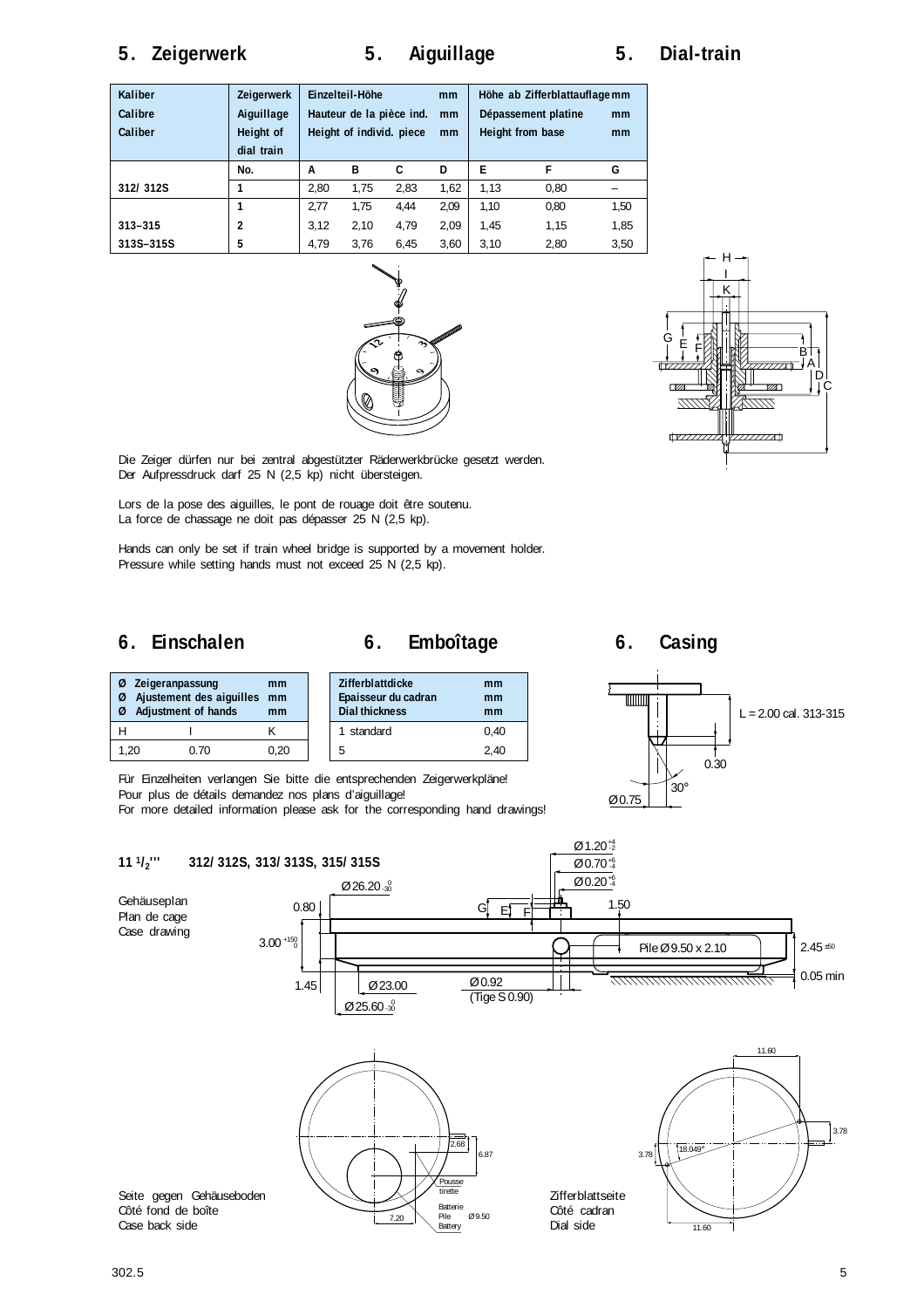## 5. Zeigerwerk — 5. Aiguillage — 5. Dial-train

| Kaliber / Calibre / Caliber | Zeigerwerk / Aiguillage / Height of dial train | Einzelteil-Höhe / Hauteur de la pièce ind. / Height of individ. piece mm | | | | Höhe ab Zifferblattauflage / Dépassement platine / Height from base mm | | |
|---|---|---|---|---|---|---|---|---|
| | No. | A | B | C | D | E | F | G |
| 312/ 312S | 1 | 2,80 | 1,75 | 2,83 | 1,62 | 1,13 | 0,80 | – |
| | 1 | 2,77 | 1,75 | 4,44 | 2,09 | 1,10 | 0,80 | 1,50 |
| 313–315 | 2 | 3,12 | 2,10 | 4,79 | 2,09 | 1,45 | 1,15 | 1,85 |
| 313S–315S | 5 | 4,79 | 3,76 | 6,45 | 3,60 | 3,10 | 2,80 | 3,50 |

H
I
K
G
E
F
B
A
D
C

Die Zeiger dürfen nur bei zentral abgestützter Räderwerkbrücke gesetzt werden. Der Aufpressdruck darf 25 N (2,5 kp) nicht übersteigen.

Lors de la pose des aiguilles, le pont de rouage doit être soutenu. La force de chassage ne doit pas dépasser 25 N (2,5 kp).

Hands can only be set if train wheel bridge is supported by a movement holder. Pressure while setting hands must not exceed 25 N (2,5 kp).

## 6. Einschalen — 6. Emboîtage — 6. Casing

| Ø Zeigeranpassung / Ø Ajustement des aiguilles / Ø Adjustment of hands mm | | |
|---|---|---|
| H | I | K |
| 1,20 | 0.70 | 0,20 |

| Zifferblattdicke / Epaisseur du cadran / Dial thickness | mm |
|---|---|
| 1 standard | 0,40 |
| 5 | 2,40 |

L = 2.00 cal. 313-315
0.30
30°
Ø 0.75

Für Einzelheiten verlangen Sie bitte die entsprechenden Zeigerwerkpläne!
Pour plus de détails demandez nos plans d'aiguillage!
For more detailed information please ask for the corresponding hand drawings!

**11 $^{1}/_{2}$''' 312/ 312S, 313/ 313S, 315/ 315S**

Gehäuseplan
Plan de cage
Case drawing

Ø 1.20 $^{+4}_{-2}$
Ø 0.70 $^{+6}_{-4}$
Ø 0.20 $^{+6}_{-4}$
Ø 26.20 $^{0}_{-30}$
0.80
G E F
1.50
3.00 $^{+150}_{0}$
Pile Ø 9.50 x 2.10
2.45 ±50
0.05 min
1.45
Ø 23.00
Ø 0.92
(Tige S 0.90)
Ø 25.60 $^{0}_{-30}$

Seite gegen Gehäuseboden
Côté fond de boîte
Case back side

2.68
6.87
Pousse tirette
Batterie Pile Battery Ø 9.50
7.20

Zifferblattseite
Côté cadran
Dial side

11.60
3.78
18.049°
3.78
11.60

302.5